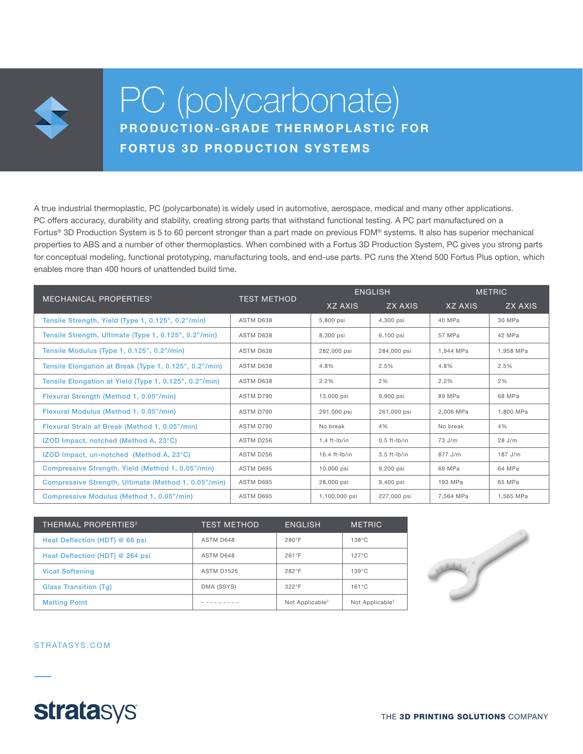# PC (polycarbonate)

## PRODUCTION-GRADE THERMOPLASTIC FOR FORTUS 3D PRODUCTION SYSTEMS

A true industrial thermoplastic, PC (polycarbonate) is widely used in automotive, aerospace, medical and many other applications. PC offers accuracy, durability and stability, creating strong parts that withstand functional testing. A PC part manufactured on a Fortus® 3D Production System is 5 to 60 percent stronger than a part made on previous FDM® systems. It also has superior mechanical properties to ABS and a number of other thermoplastics. When combined with a Fortus 3D Production System, PC gives you strong parts for conceptual modeling, functional prototyping, manufacturing tools, and end-use parts. PC runs the Xtend 500 Fortus Plus option, which enables more than 400 hours of unattended build time.

| MECHANICAL PROPERTIES[1] | TEST METHOD | ENGLISH | | METRIC | |
|---|---|---|---|---|---|
| | | XZ AXIS | ZX AXIS | XZ AXIS | ZX AXIS |
| Tensile Strength, Yield (Type 1, 0.125", 0.2"/min) | ASTM D638 | 5,800 psi | 4,300 psi | 40 MPa | 30 MPa |
| Tensile Strength, Ultimate (Type 1, 0.125", 0.2"/min) | ASTM D638 | 8,300 psi | 6,100 psi | 57 MPa | 42 MPa |
| Tensile Modulus (Type 1, 0.125", 0.2"/min) | ASTM D638 | 282,000 psi | 284,000 psi | 1,944 MPa | 1,958 MPa |
| Tensile Elongation at Break (Type 1, 0.125", 0.2"/min) | ASTM D638 | 4.8% | 2.5% | 4.8% | 2.5% |
| Tensile Elongation at Yield (Type 1, 0.125", 0.2"/min) | ASTM D638 | 2.2% | 2% | 2.2% | 2% |
| Flexural Strength (Method 1, 0.05"/min) | ASTM D790 | 13,000 psi | 9,900 psi | 89 MPa | 68 MPa |
| Flexural Modulus (Method 1, 0.05"/min) | ASTM D790 | 291,000 psi | 261,000 psi | 2,006 MPa | 1,800 MPa |
| Flexural Strain at Break (Method 1, 0.05"/min) | ASTM D790 | No break | 4% | No break | 4% |
| IZOD Impact, notched (Method A, 23°C) | ASTM D256 | 1.4 ft-lb/in | 0.5 ft-lb/in | 73 J/m | 28 J/m |
| IZOD Impact, un-notched (Method A, 23°C) | ASTM D256 | 16.4 ft-lb/in | 3.5 ft-lb/in | 877 J/m | 187 J/m |
| Compressive Strength, Yield (Method 1, 0.05"/min) | ASTM D695 | 10,000 psi | 9,200 psi | 69 MPa | 64 MPa |
| Compressive Strength, Ultimate (Method 1, 0.05"/min) | ASTM D695 | 28,000 psi | 9,400 psi | 193 MPa | 65 MPa |
| Compressive Modulus (Method 1, 0.05"/min) | ASTM D695 | 1,100,000 psi | 227,000 psi | 7,564 MPa | 1,565 MPa |

| THERMAL PROPERTIES[2] | TEST METHOD | ENGLISH | METRIC |
|---|---|---|---|
| Heat Deflection (HDT) @ 66 psi | ASTM D648 | 280°F | 138°C |
| Heat Deflection (HDT) @ 264 psi | ASTM D648 | 261°F | 127°C |
| Vicat Softening | ASTM D1525 | 282°F | 139°C |
| Glass Transition (Tg) | DMA (SSYS) | 322°F | 161°C |
| Melting Point | - - - - - - - - - | Not Applicable[3] | Not Applicable[3] |

STRATASYS.COM

THE **3D PRINTING SOLUTIONS** COMPANY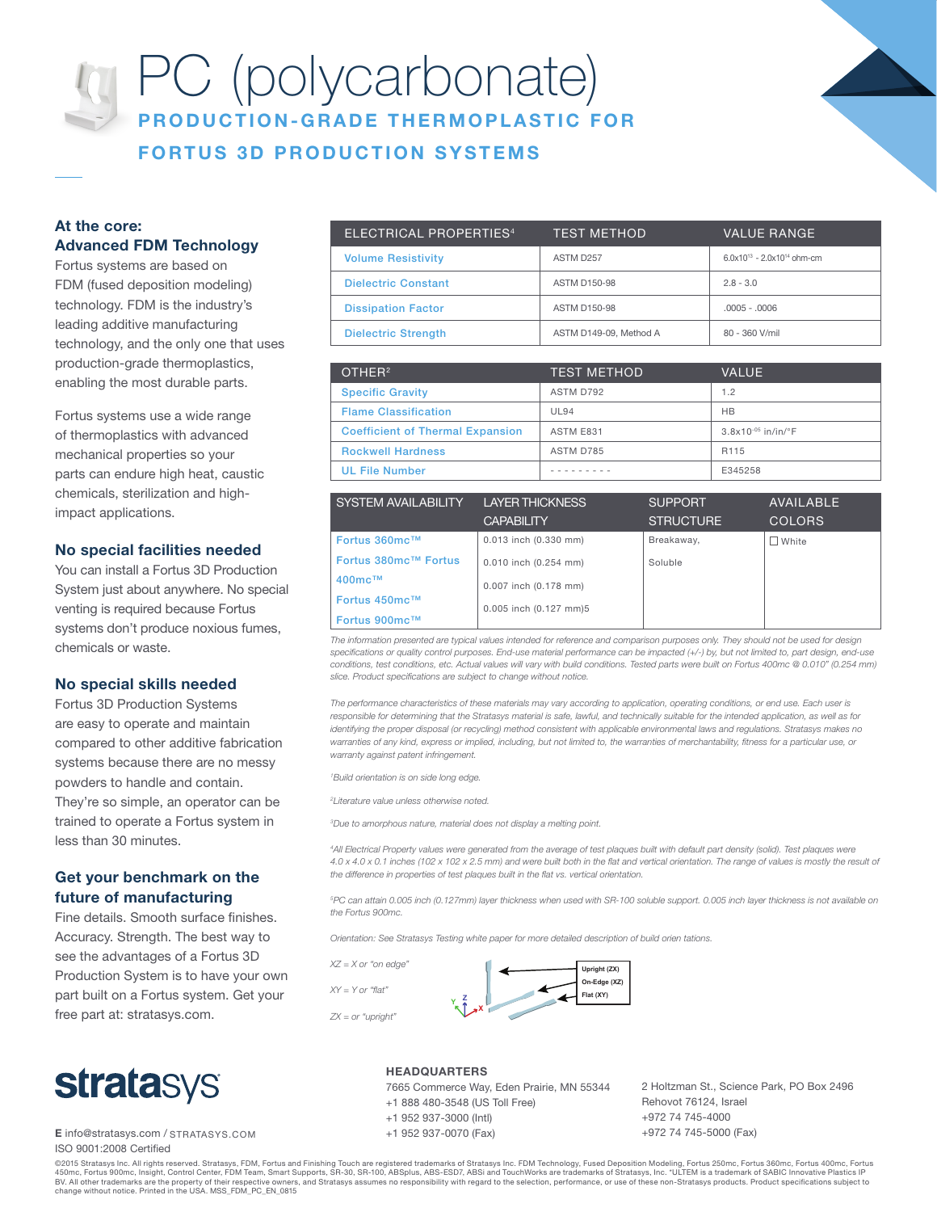# PC (polycarbonate)

## PRODUCTION-GRADE THERMOPLASTIC FOR FORTUS 3D PRODUCTION SYSTEMS

### At the core: Advanced FDM Technology

Fortus systems are based on FDM (fused deposition modeling) technology. FDM is the industry's leading additive manufacturing technology, and the only one that uses production-grade thermoplastics, enabling the most durable parts.

Fortus systems use a wide range of thermoplastics with advanced mechanical properties so your parts can endure high heat, caustic chemicals, sterilization and high-impact applications.

### No special facilities needed

You can install a Fortus 3D Production System just about anywhere. No special venting is required because Fortus systems don't produce noxious fumes, chemicals or waste.

### No special skills needed

Fortus 3D Production Systems are easy to operate and maintain compared to other additive fabrication systems because there are no messy powders to handle and contain. They're so simple, an operator can be trained to operate a Fortus system in less than 30 minutes.

### Get your benchmark on the future of manufacturing

Fine details. Smooth surface finishes. Accuracy. Strength. The best way to see the advantages of a Fortus 3D Production System is to have your own part built on a Fortus system. Get your free part at: stratasys.com.

| ELECTRICAL PROPERTIES[4] | TEST METHOD | VALUE RANGE |
|---|---|---|
| Volume Resistivity | ASTM D257 | $6.0x10^{13}$ - $2.0x10^{14}$ ohm-cm |
| Dielectric Constant | ASTM D150-98 | 2.8 - 3.0 |
| Dissipation Factor | ASTM D150-98 | .0005 - .0006 |
| Dielectric Strength | ASTM D149-09, Method A | 80 - 360 V/mil |

| OTHER[2] | TEST METHOD | VALUE |
|---|---|---|
| Specific Gravity | ASTM D792 | 1.2 |
| Flame Classification | UL94 | HB |
| Coefficient of Thermal Expansion | ASTM E831 | $3.8x10^{-05}$ in/in/°F |
| Rockwell Hardness | ASTM D785 | R115 |
| UL File Number | - - - - - - - - - | E345258 |

| SYSTEM AVAILABILITY | LAYER THICKNESS CAPABILITY | SUPPORT STRUCTURE | AVAILABLE COLORS |
|---|---|---|---|
| Fortus 360mc™<br>Fortus 380mc™ Fortus 400mc™<br>Fortus 450mc™<br>Fortus 900mc™ | 0.013 inch (0.330 mm)<br>0.010 inch (0.254 mm)<br>0.007 inch (0.178 mm)<br>0.005 inch (0.127 mm)5 | Breakaway,<br>Soluble | ☐ White |

*The information presented are typical values intended for reference and comparison purposes only. They should not be used for design specifications or quality control purposes. End-use material performance can be impacted (+/-) by, but not limited to, part design, end-use conditions, test conditions, etc. Actual values will vary with build conditions. Tested parts were built on Fortus 400mc @ 0.010" (0.254 mm) slice. Product specifications are subject to change without notice.*

*The performance characteristics of these materials may vary according to application, operating conditions, or end use. Each user is responsible for determining that the Stratasys material is safe, lawful, and technically suitable for the intended application, as well as for identifying the proper disposal (or recycling) method consistent with applicable environmental laws and regulations. Stratasys makes no warranties of any kind, express or implied, including, but not limited to, the warranties of merchantability, fitness for a particular use, or warranty against patent infringement.*

*[1]Build orientation is on side long edge.*

*[2]Literature value unless otherwise noted.*

*[3]Due to amorphous nature, material does not display a melting point.*

*[4]All Electrical Property values were generated from the average of test plaques built with default part density (solid). Test plaques were 4.0 x 4.0 x 0.1 inches (102 x 102 x 2.5 mm) and were built both in the flat and vertical orientation. The range of values is mostly the result of the difference in properties of test plaques built in the flat vs. vertical orientation.*

*[5]PC can attain 0.005 inch (0.127mm) layer thickness when used with SR-100 soluble support. 0.005 inch layer thickness is not available on the Fortus 900mc.*

*Orientation: See Stratasys Testing white paper for more detailed description of build orien tations.*

*XZ = X or "on edge"*

*XY = Y or "flat"*

*ZX = or "upright"*

Upright (ZX)
On-Edge (XZ)
Flat (XY)
Z
Y
X

**stratasys**

**E** info@stratasys.com / STRATASYS.COM

ISO 9001:2008 Certified

**HEADQUARTERS**

7665 Commerce Way, Eden Prairie, MN 55344
+1 888 480-3548 (US Toll Free)
+1 952 937-3000 (Intl)
+1 952 937-0070 (Fax)

2 Holtzman St., Science Park, PO Box 2496
Rehovot 76124, Israel
+972 74 745-4000
+972 74 745-5000 (Fax)

©2015 Stratasys Inc. All rights reserved. Stratasys, FDM, Fortus and Finishing Touch are registered trademarks of Stratasys Inc. FDM Technology, Fused Deposition Modeling, Fortus 250mc, Fortus 360mc, Fortus 400mc, Fortus 450mc, Fortus 900mc, Insight, Control Center, FDM Team, Smart Supports, SR-30, SR-100, ABSplus, ABS-ESD7, ABSi and TouchWorks are trademarks of Stratasys, Inc. *ULTEM is a trademark of SABIC Innovative Plastics IP BV. All other trademarks are the property of their respective owners, and Stratasys assumes no responsibility with regard to the selection, performance, or use of these non-Stratasys products. Product specifications subject to change without notice. Printed in the USA. MSS_FDM_PC_EN_0815